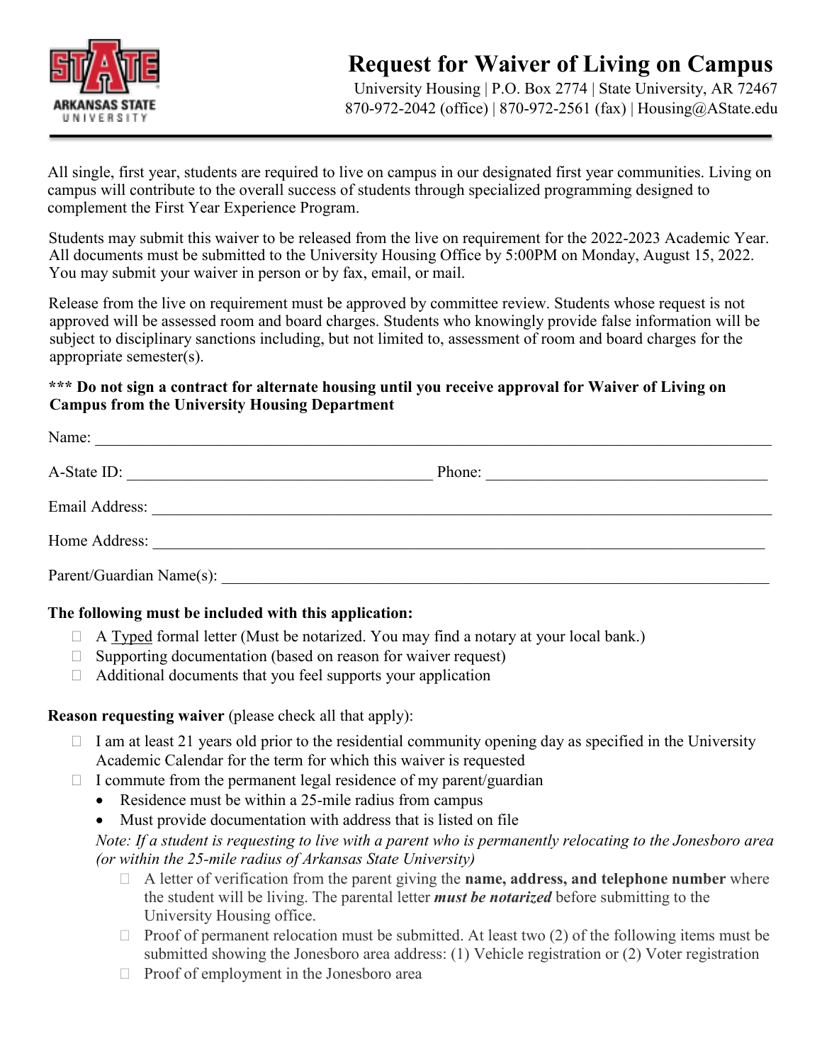# Request for Waiver of Living on Campus

University Housing | P.O. Box 2774 | State University, AR 72467
870-972-2042 (office) | 870-972-2561 (fax) | Housing@AState.edu

All single, first year, students are required to live on campus in our designated first year communities. Living on campus will contribute to the overall success of students through specialized programming designed to complement the First Year Experience Program.

Students may submit this waiver to be released from the live on requirement for the 2022-2023 Academic Year. All documents must be submitted to the University Housing Office by 5:00PM on Monday, August 15, 2022. You may submit your waiver in person or by fax, email, or mail.

Release from the live on requirement must be approved by committee review. Students whose request is not approved will be assessed room and board charges. Students who knowingly provide false information will be subject to disciplinary sanctions including, but not limited to, assessment of room and board charges for the appropriate semester(s).

**\*\*\* Do not sign a contract for alternate housing until you receive approval for Waiver of Living on Campus from the University Housing Department**

Name: ______________________________________________

A-State ID: ______________________ Phone: ______________________

Email Address: ______________________________________________

Home Address: ______________________________________________

Parent/Guardian Name(s): ______________________________________________

**The following must be included with this application:**

- ☐ A Typed formal letter (Must be notarized. You may find a notary at your local bank.)
- ☐ Supporting documentation (based on reason for waiver request)
- ☐ Additional documents that you feel supports your application

**Reason requesting waiver** (please check all that apply):

- ☐ I am at least 21 years old prior to the residential community opening day as specified in the University Academic Calendar for the term for which this waiver is requested
- ☐ I commute from the permanent legal residence of my parent/guardian
  - Residence must be within a 25-mile radius from campus
  - Must provide documentation with address that is listed on file

  *Note: If a student is requesting to live with a parent who is permanently relocating to the Jonesboro area (or within the 25-mile radius of Arkansas State University)*

  - ☐ A letter of verification from the parent giving the **name, address, and telephone number** where the student will be living. The parental letter ***must be notarized*** before submitting to the University Housing office.
  - ☐ Proof of permanent relocation must be submitted. At least two (2) of the following items must be submitted showing the Jonesboro area address: (1) Vehicle registration or (2) Voter registration
  - ☐ Proof of employment in the Jonesboro area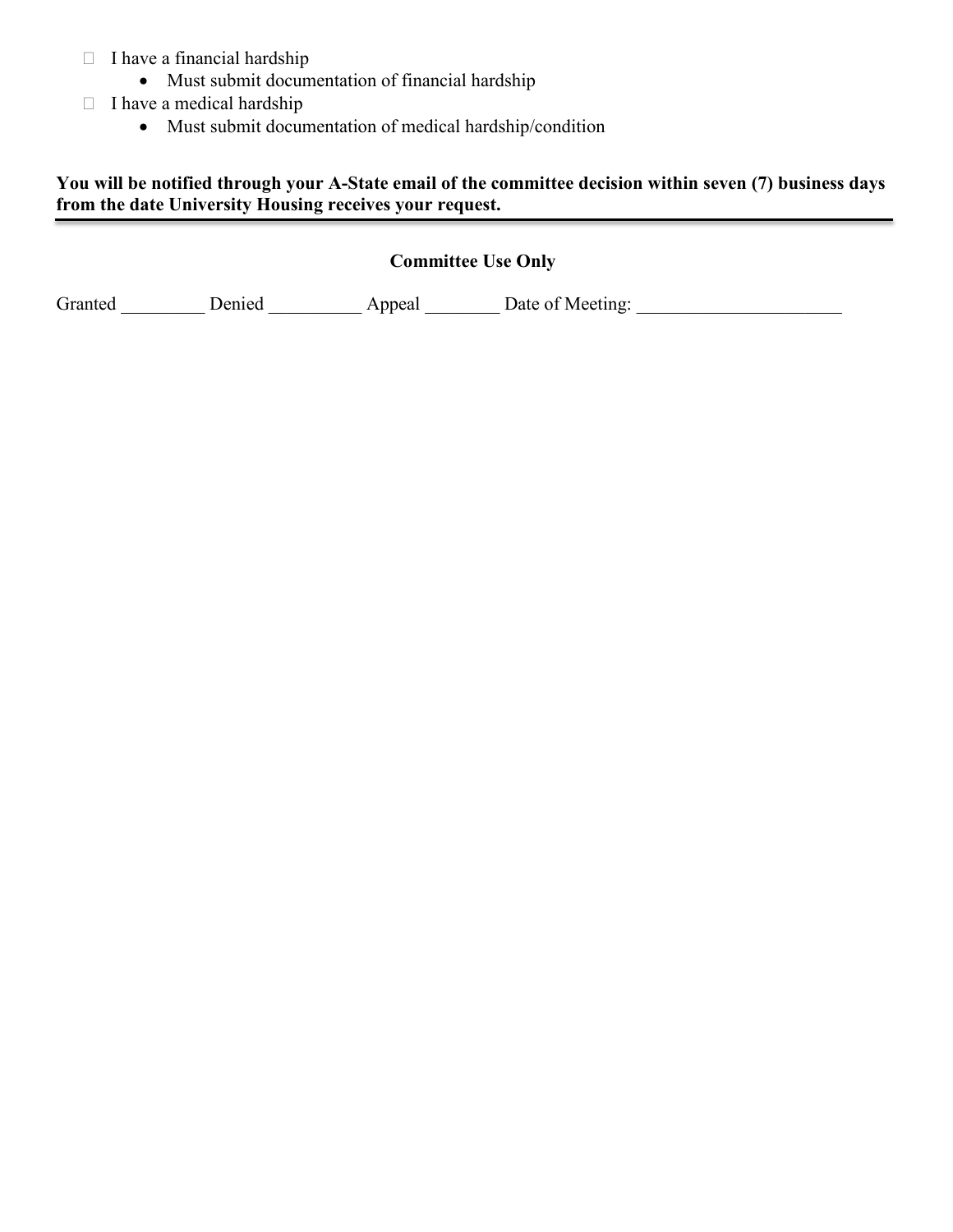- ☐ I have a financial hardship
  - Must submit documentation of financial hardship
- ☐ I have a medical hardship
  - Must submit documentation of medical hardship/condition

**You will be notified through your A-State email of the committee decision within seven (7) business days from the date University Housing receives your request.**

---

**Committee Use Only**

Granted _________ Denied __________ Appeal ________ Date of Meeting: ______________________